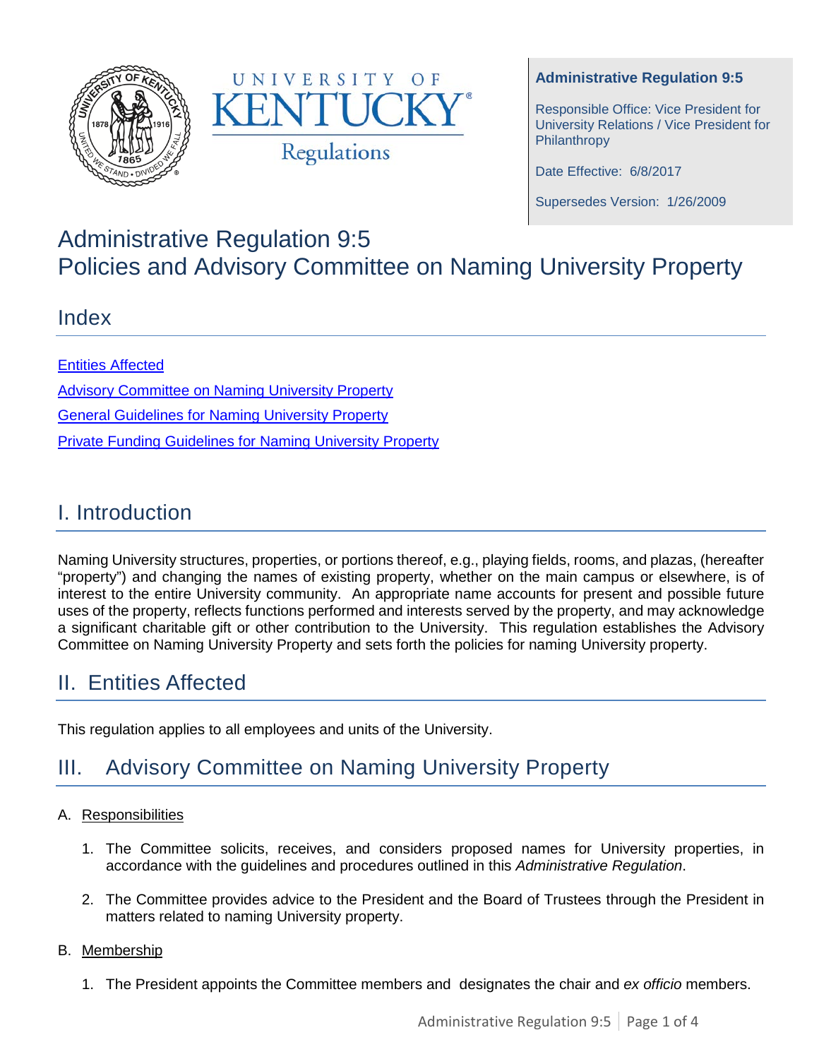**Administrative Regulation 9:5**

Responsible Office: Vice President for University Relations / Vice President for Philanthropy

Date Effective: 6/8/2017

Supersedes Version: 1/26/2009

# Administrative Regulation 9:5
# Policies and Advisory Committee on Naming University Property

## Index

[Entities Affected]

[Advisory Committee on Naming University Property]

[General Guidelines for Naming University Property]

[Private Funding Guidelines for Naming University Property]

## I. Introduction

Naming University structures, properties, or portions thereof, e.g., playing fields, rooms, and plazas, (hereafter "property") and changing the names of existing property, whether on the main campus or elsewhere, is of interest to the entire University community. An appropriate name accounts for present and possible future uses of the property, reflects functions performed and interests served by the property, and may acknowledge a significant charitable gift or other contribution to the University. This regulation establishes the Advisory Committee on Naming University Property and sets forth the policies for naming University property.

## II. Entities Affected

This regulation applies to all employees and units of the University.

## III. Advisory Committee on Naming University Property

A. Responsibilities

1. The Committee solicits, receives, and considers proposed names for University properties, in accordance with the guidelines and procedures outlined in this *Administrative Regulation*.

2. The Committee provides advice to the President and the Board of Trustees through the President in matters related to naming University property.

B. Membership

1. The President appoints the Committee members and designates the chair and *ex officio* members.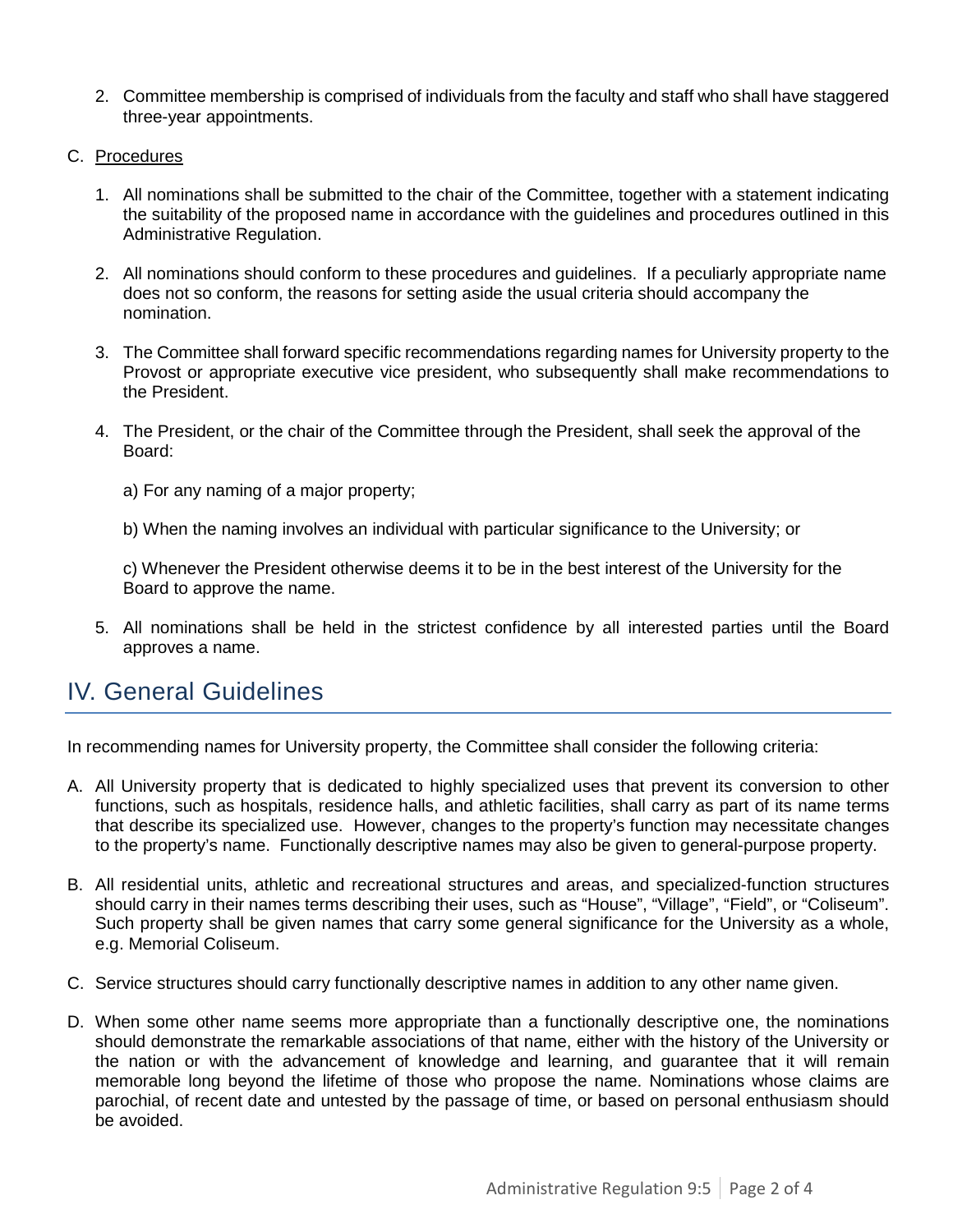2. Committee membership is comprised of individuals from the faculty and staff who shall have staggered three-year appointments.

C. Procedures

1. All nominations shall be submitted to the chair of the Committee, together with a statement indicating the suitability of the proposed name in accordance with the guidelines and procedures outlined in this Administrative Regulation.

2. All nominations should conform to these procedures and guidelines. If a peculiarly appropriate name does not so conform, the reasons for setting aside the usual criteria should accompany the nomination.

3. The Committee shall forward specific recommendations regarding names for University property to the Provost or appropriate executive vice president, who subsequently shall make recommendations to the President.

4. The President, or the chair of the Committee through the President, shall seek the approval of the Board:

   a) For any naming of a major property;

   b) When the naming involves an individual with particular significance to the University; or

   c) Whenever the President otherwise deems it to be in the best interest of the University for the Board to approve the name.

5. All nominations shall be held in the strictest confidence by all interested parties until the Board approves a name.

## IV. General Guidelines

In recommending names for University property, the Committee shall consider the following criteria:

A. All University property that is dedicated to highly specialized uses that prevent its conversion to other functions, such as hospitals, residence halls, and athletic facilities, shall carry as part of its name terms that describe its specialized use. However, changes to the property's function may necessitate changes to the property's name. Functionally descriptive names may also be given to general-purpose property.

B. All residential units, athletic and recreational structures and areas, and specialized-function structures should carry in their names terms describing their uses, such as "House", "Village", "Field", or "Coliseum". Such property shall be given names that carry some general significance for the University as a whole, e.g. Memorial Coliseum.

C. Service structures should carry functionally descriptive names in addition to any other name given.

D. When some other name seems more appropriate than a functionally descriptive one, the nominations should demonstrate the remarkable associations of that name, either with the history of the University or the nation or with the advancement of knowledge and learning, and guarantee that it will remain memorable long beyond the lifetime of those who propose the name. Nominations whose claims are parochial, of recent date and untested by the passage of time, or based on personal enthusiasm should be avoided.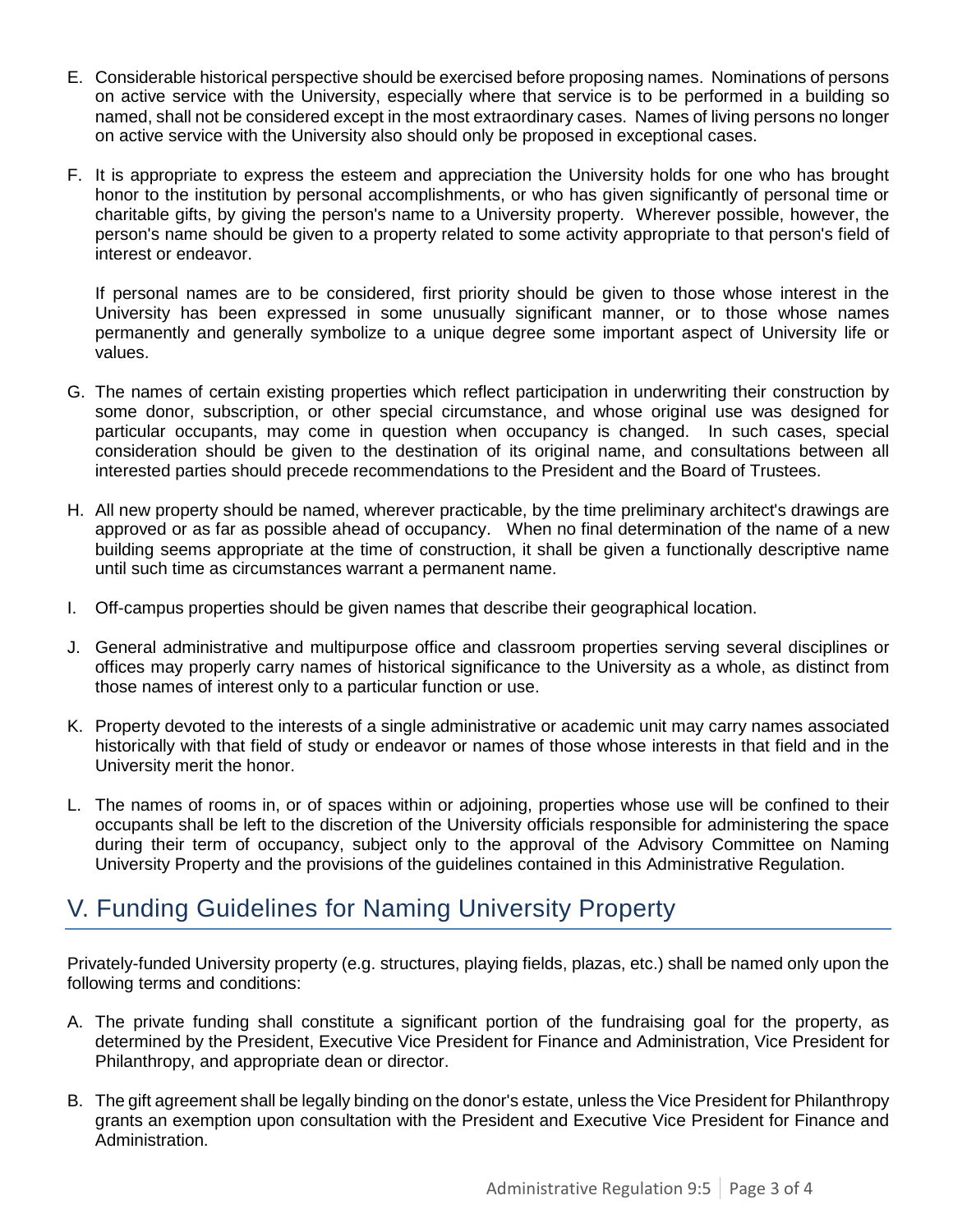E. Considerable historical perspective should be exercised before proposing names. Nominations of persons on active service with the University, especially where that service is to be performed in a building so named, shall not be considered except in the most extraordinary cases. Names of living persons no longer on active service with the University also should only be proposed in exceptional cases.

F. It is appropriate to express the esteem and appreciation the University holds for one who has brought honor to the institution by personal accomplishments, or who has given significantly of personal time or charitable gifts, by giving the person's name to a University property. Wherever possible, however, the person's name should be given to a property related to some activity appropriate to that person's field of interest or endeavor.

   If personal names are to be considered, first priority should be given to those whose interest in the University has been expressed in some unusually significant manner, or to those whose names permanently and generally symbolize to a unique degree some important aspect of University life or values.

G. The names of certain existing properties which reflect participation in underwriting their construction by some donor, subscription, or other special circumstance, and whose original use was designed for particular occupants, may come in question when occupancy is changed. In such cases, special consideration should be given to the destination of its original name, and consultations between all interested parties should precede recommendations to the President and the Board of Trustees.

H. All new property should be named, wherever practicable, by the time preliminary architect's drawings are approved or as far as possible ahead of occupancy. When no final determination of the name of a new building seems appropriate at the time of construction, it shall be given a functionally descriptive name until such time as circumstances warrant a permanent name.

I. Off-campus properties should be given names that describe their geographical location.

J. General administrative and multipurpose office and classroom properties serving several disciplines or offices may properly carry names of historical significance to the University as a whole, as distinct from those names of interest only to a particular function or use.

K. Property devoted to the interests of a single administrative or academic unit may carry names associated historically with that field of study or endeavor or names of those whose interests in that field and in the University merit the honor.

L. The names of rooms in, or of spaces within or adjoining, properties whose use will be confined to their occupants shall be left to the discretion of the University officials responsible for administering the space during their term of occupancy, subject only to the approval of the Advisory Committee on Naming University Property and the provisions of the guidelines contained in this Administrative Regulation.

## V. Funding Guidelines for Naming University Property

Privately-funded University property (e.g. structures, playing fields, plazas, etc.) shall be named only upon the following terms and conditions:

A. The private funding shall constitute a significant portion of the fundraising goal for the property, as determined by the President, Executive Vice President for Finance and Administration, Vice President for Philanthropy, and appropriate dean or director.

B. The gift agreement shall be legally binding on the donor's estate, unless the Vice President for Philanthropy grants an exemption upon consultation with the President and Executive Vice President for Finance and Administration.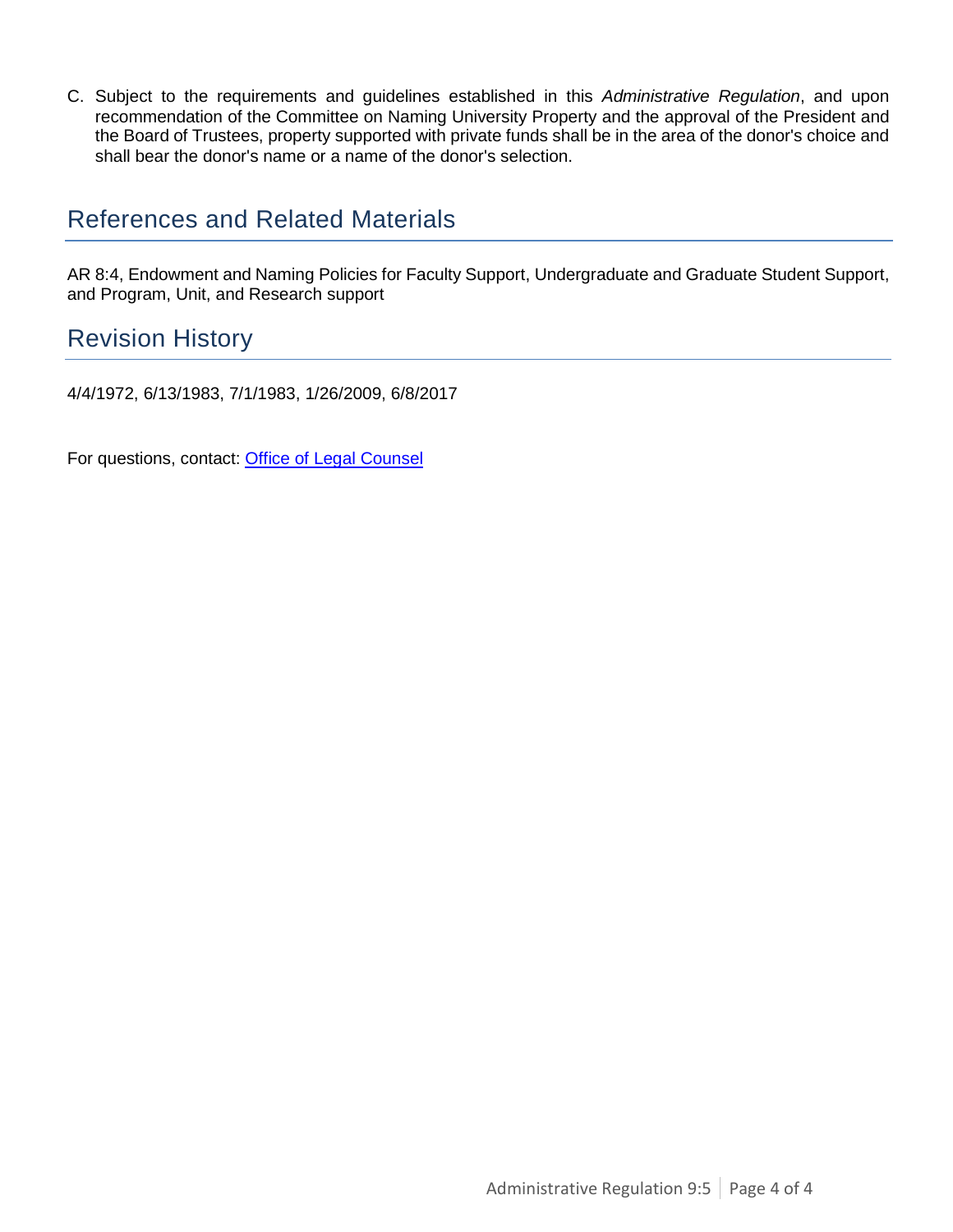C. Subject to the requirements and guidelines established in this *Administrative Regulation*, and upon recommendation of the Committee on Naming University Property and the approval of the President and the Board of Trustees, property supported with private funds shall be in the area of the donor's choice and shall bear the donor's name or a name of the donor's selection.

## References and Related Materials

AR 8:4, Endowment and Naming Policies for Faculty Support, Undergraduate and Graduate Student Support, and Program, Unit, and Research support

## Revision History

4/4/1972, 6/13/1983, 7/1/1983, 1/26/2009, 6/8/2017

For questions, contact: [Office of Legal Counsel]